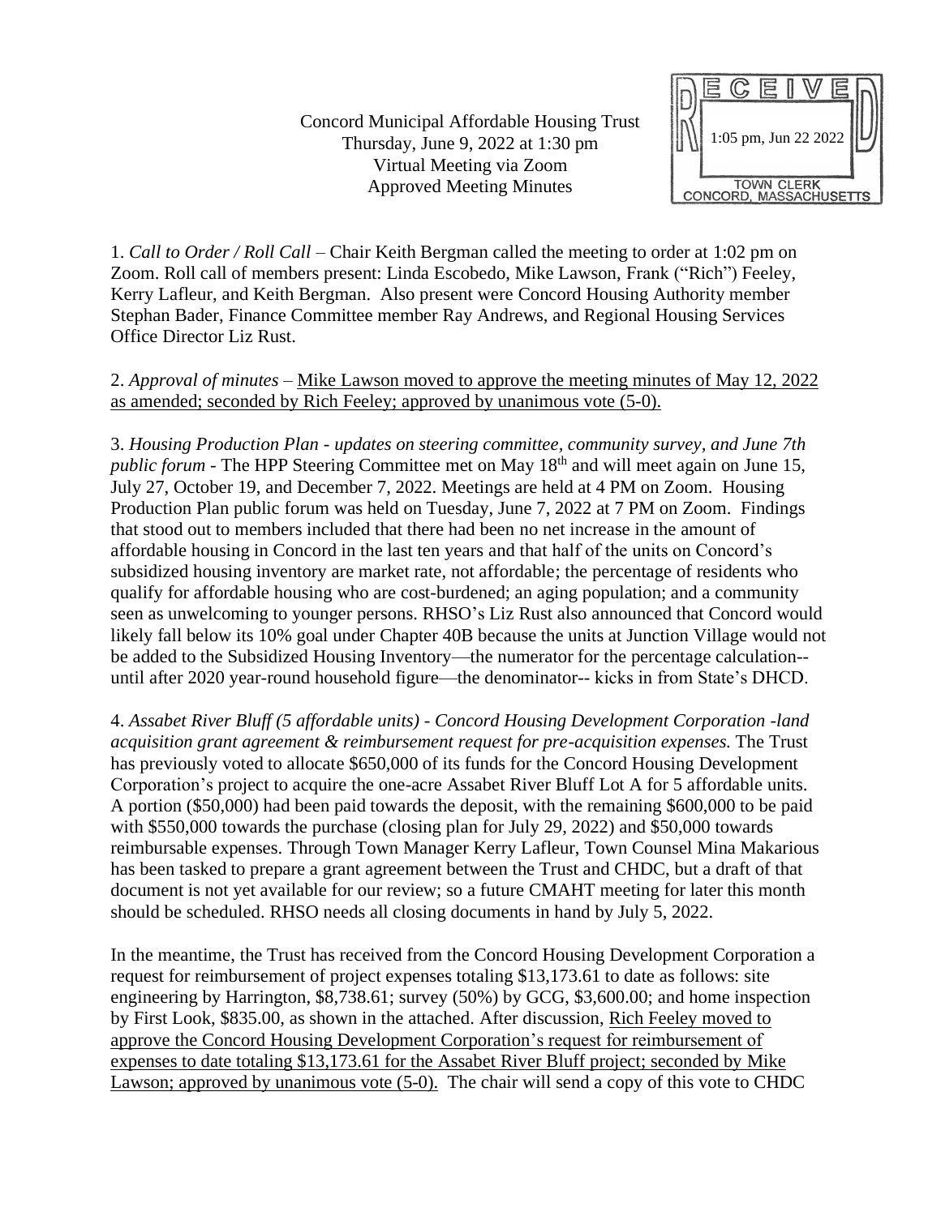Concord Municipal Affordable Housing Trust
Thursday, June 9, 2022 at 1:30 pm
Virtual Meeting via Zoom
Approved Meeting Minutes

RECEIVED
1:05 pm, Jun 22 2022
TOWN CLERK
CONCORD, MASSACHUSETTS

1. *Call to Order / Roll Call* – Chair Keith Bergman called the meeting to order at 1:02 pm on Zoom. Roll call of members present: Linda Escobedo, Mike Lawson, Frank ("Rich") Feeley, Kerry Lafleur, and Keith Bergman. Also present were Concord Housing Authority member Stephan Bader, Finance Committee member Ray Andrews, and Regional Housing Services Office Director Liz Rust.

2. *Approval of minutes* – <u>Mike Lawson moved to approve the meeting minutes of May 12, 2022 as amended; seconded by Rich Feeley; approved by unanimous vote (5-0).</u>

3. *Housing Production Plan - updates on steering committee, community survey, and June 7th public forum* - The HPP Steering Committee met on May 18th and will meet again on June 15, July 27, October 19, and December 7, 2022. Meetings are held at 4 PM on Zoom. Housing Production Plan public forum was held on Tuesday, June 7, 2022 at 7 PM on Zoom. Findings that stood out to members included that there had been no net increase in the amount of affordable housing in Concord in the last ten years and that half of the units on Concord's subsidized housing inventory are market rate, not affordable; the percentage of residents who qualify for affordable housing who are cost-burdened; an aging population; and a community seen as unwelcoming to younger persons. RHSO's Liz Rust also announced that Concord would likely fall below its 10% goal under Chapter 40B because the units at Junction Village would not be added to the Subsidized Housing Inventory—the numerator for the percentage calculation--until after 2020 year-round household figure—the denominator-- kicks in from State's DHCD.

4. *Assabet River Bluff (5 affordable units) - Concord Housing Development Corporation -land acquisition grant agreement & reimbursement request for pre-acquisition expenses.* The Trust has previously voted to allocate $650,000 of its funds for the Concord Housing Development Corporation's project to acquire the one-acre Assabet River Bluff Lot A for 5 affordable units. A portion ($50,000) had been paid towards the deposit, with the remaining $600,000 to be paid with $550,000 towards the purchase (closing plan for July 29, 2022) and $50,000 towards reimbursable expenses. Through Town Manager Kerry Lafleur, Town Counsel Mina Makarious has been tasked to prepare a grant agreement between the Trust and CHDC, but a draft of that document is not yet available for our review; so a future CMAHT meeting for later this month should be scheduled. RHSO needs all closing documents in hand by July 5, 2022.

In the meantime, the Trust has received from the Concord Housing Development Corporation a request for reimbursement of project expenses totaling $13,173.61 to date as follows: site engineering by Harrington, $8,738.61; survey (50%) by GCG, $3,600.00; and home inspection by First Look, $835.00, as shown in the attached. After discussion, <u>Rich Feeley moved to approve the Concord Housing Development Corporation's request for reimbursement of expenses to date totaling $13,173.61 for the Assabet River Bluff project; seconded by Mike Lawson; approved by unanimous vote (5-0).</u> The chair will send a copy of this vote to CHDC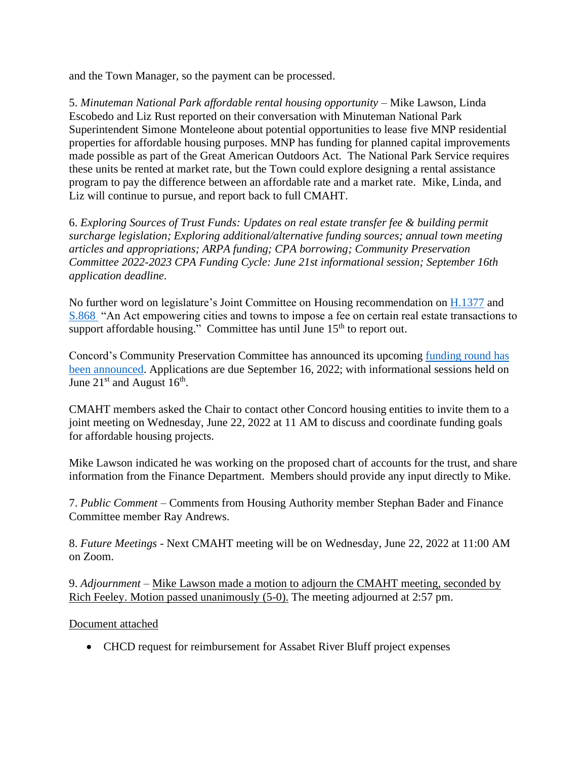and the Town Manager, so the payment can be processed.

5. *Minuteman National Park affordable rental housing opportunity* – Mike Lawson, Linda Escobedo and Liz Rust reported on their conversation with Minuteman National Park Superintendent Simone Monteleone about potential opportunities to lease five MNP residential properties for affordable housing purposes. MNP has funding for planned capital improvements made possible as part of the Great American Outdoors Act. The National Park Service requires these units be rented at market rate, but the Town could explore designing a rental assistance program to pay the difference between an affordable rate and a market rate. Mike, Linda, and Liz will continue to pursue, and report back to full CMAHT.

6. *Exploring Sources of Trust Funds: Updates on real estate transfer fee & building permit surcharge legislation; Exploring additional/alternative funding sources; annual town meeting articles and appropriations; ARPA funding; CPA borrowing; Community Preservation Committee 2022-2023 CPA Funding Cycle: June 21st informational session; September 16th application deadline.*

No further word on legislature's Joint Committee on Housing recommendation on H.1377 and S.868 "An Act empowering cities and towns to impose a fee on certain real estate transactions to support affordable housing." Committee has until June 15th to report out.

Concord's Community Preservation Committee has announced its upcoming funding round has been announced. Applications are due September 16, 2022; with informational sessions held on June 21st and August 16th.

CMAHT members asked the Chair to contact other Concord housing entities to invite them to a joint meeting on Wednesday, June 22, 2022 at 11 AM to discuss and coordinate funding goals for affordable housing projects.

Mike Lawson indicated he was working on the proposed chart of accounts for the trust, and share information from the Finance Department. Members should provide any input directly to Mike.

7. *Public Comment* – Comments from Housing Authority member Stephan Bader and Finance Committee member Ray Andrews.

8. *Future Meetings* - Next CMAHT meeting will be on Wednesday, June 22, 2022 at 11:00 AM on Zoom.

9. *Adjournment* – Mike Lawson made a motion to adjourn the CMAHT meeting, seconded by Rich Feeley. Motion passed unanimously (5-0). The meeting adjourned at 2:57 pm.

Document attached

- CHCD request for reimbursement for Assabet River Bluff project expenses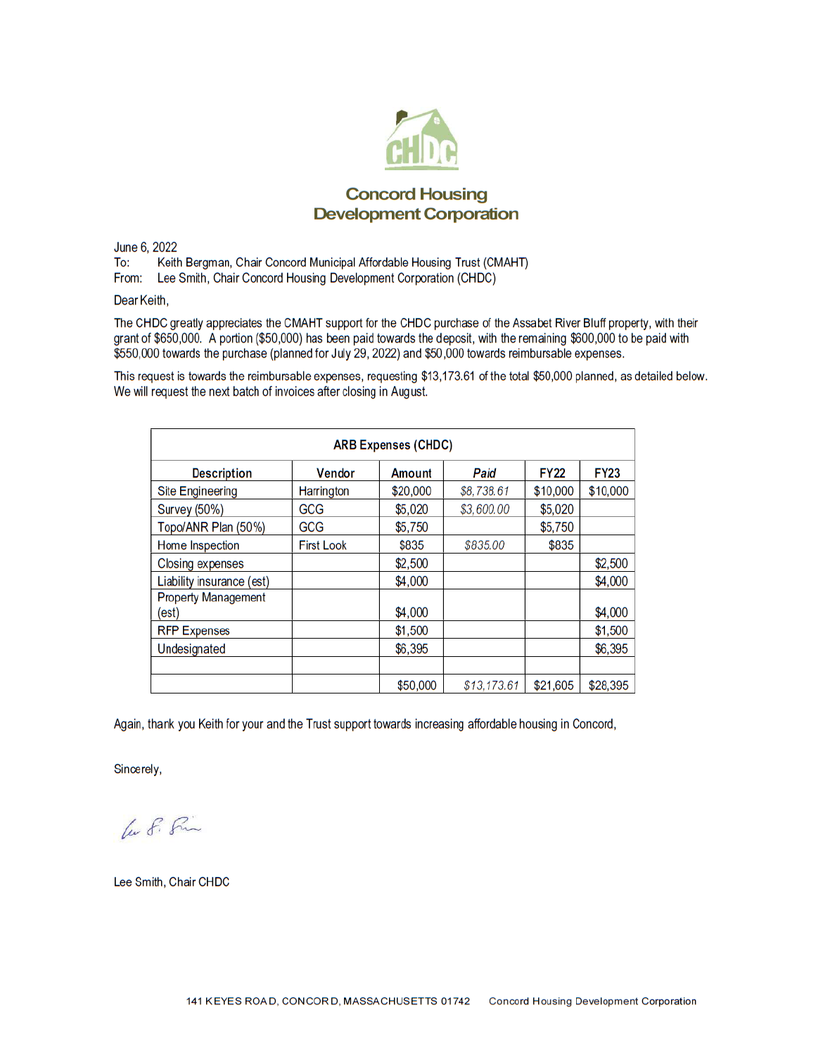# Concord Housing Development Corporation

June 6, 2022
To: Keith Bergman, Chair Concord Municipal Affordable Housing Trust (CMAHT)
From: Lee Smith, Chair Concord Housing Development Corporation (CHDC)

Dear Keith,

The CHDC greatly appreciates the CMAHT support for the CHDC purchase of the Assabet River Bluff property, with their grant of $650,000. A portion ($50,000) has been paid towards the deposit, with the remaining $600,000 to be paid with $550,000 towards the purchase (planned for July 29, 2022) and $50,000 towards reimbursable expenses.

This request is towards the reimbursable expenses, requesting $13,173.61 of the total $50,000 planned, as detailed below. We will request the next batch of invoices after closing in August.

| ARB Expenses (CHDC) | | | | | |
|---|---|---|---|---|---|
| Description | Vendor | Amount | *Paid* | FY22 | FY23 |
| Site Engineering | Harrington | $20,000 | *$8,738.61* | $10,000 | $10,000 |
| Survey (50%) | GCG | $5,020 | *$3,600.00* | $5,020 | |
| Topo/ANR Plan (50%) | GCG | $5,750 | | $5,750 | |
| Home Inspection | First Look | $835 | *$835.00* | $835 | |
| Closing expenses | | $2,500 | | | $2,500 |
| Liability insurance (est) | | $4,000 | | | $4,000 |
| Property Management (est) | | $4,000 | | | $4,000 |
| RFP Expenses | | $1,500 | | | $1,500 |
| Undesignated | | $6,395 | | | $6,395 |
| | | | | | |
| | | $50,000 | *$13,173.61* | $21,605 | $28,395 |

Again, thank you Keith for your and the Trust support towards increasing affordable housing in Concord,

Sincerely,

Lee Smith, Chair CHDC

141 KEYES ROAD, CONCORD, MASSACHUSETTS 01742 Concord Housing Development Corporation